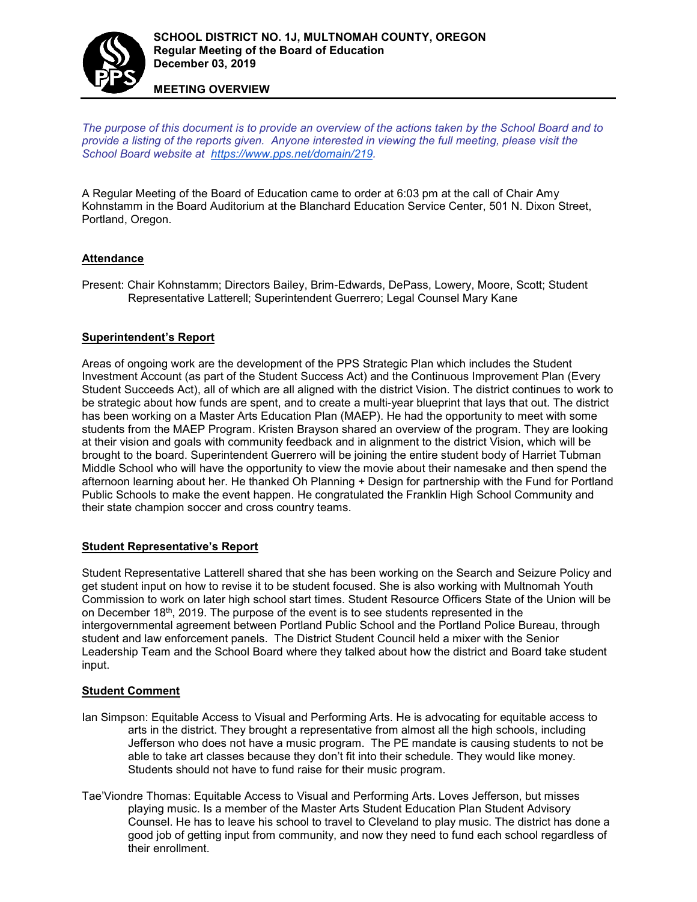**SCHOOL DISTRICT NO. 1J, MULTNOMAH COUNTY, OREGON**
**Regular Meeting of the Board of Education**
**December 03, 2019**

**MEETING OVERVIEW**

*The purpose of this document is to provide an overview of the actions taken by the School Board and to provide a listing of the reports given. Anyone interested in viewing the full meeting, please visit the School Board website at [https://www.pps.net/domain/219](https://www.pps.net/domain/219).*

A Regular Meeting of the Board of Education came to order at 6:03 pm at the call of Chair Amy Kohnstamm in the Board Auditorium at the Blanchard Education Service Center, 501 N. Dixon Street, Portland, Oregon.

## Attendance

Present: Chair Kohnstamm; Directors Bailey, Brim-Edwards, DePass, Lowery, Moore, Scott; Student Representative Latterell; Superintendent Guerrero; Legal Counsel Mary Kane

## Superintendent's Report

Areas of ongoing work are the development of the PPS Strategic Plan which includes the Student Investment Account (as part of the Student Success Act) and the Continuous Improvement Plan (Every Student Succeeds Act), all of which are all aligned with the district Vision. The district continues to work to be strategic about how funds are spent, and to create a multi-year blueprint that lays that out. The district has been working on a Master Arts Education Plan (MAEP). He had the opportunity to meet with some students from the MAEP Program. Kristen Brayson shared an overview of the program. They are looking at their vision and goals with community feedback and in alignment to the district Vision, which will be brought to the board. Superintendent Guerrero will be joining the entire student body of Harriet Tubman Middle School who will have the opportunity to view the movie about their namesake and then spend the afternoon learning about her. He thanked Oh Planning + Design for partnership with the Fund for Portland Public Schools to make the event happen. He congratulated the Franklin High School Community and their state champion soccer and cross country teams.

## Student Representative's Report

Student Representative Latterell shared that she has been working on the Search and Seizure Policy and get student input on how to revise it to be student focused. She is also working with Multnomah Youth Commission to work on later high school start times. Student Resource Officers State of the Union will be on December 18th, 2019. The purpose of the event is to see students represented in the intergovernmental agreement between Portland Public School and the Portland Police Bureau, through student and law enforcement panels. The District Student Council held a mixer with the Senior Leadership Team and the School Board where they talked about how the district and Board take student input.

## Student Comment

Ian Simpson: Equitable Access to Visual and Performing Arts. He is advocating for equitable access to arts in the district. They brought a representative from almost all the high schools, including Jefferson who does not have a music program. The PE mandate is causing students to not be able to take art classes because they don't fit into their schedule. They would like money. Students should not have to fund raise for their music program.

Tae'Viondre Thomas: Equitable Access to Visual and Performing Arts. Loves Jefferson, but misses playing music. Is a member of the Master Arts Student Education Plan Student Advisory Counsel. He has to leave his school to travel to Cleveland to play music. The district has done a good job of getting input from community, and now they need to fund each school regardless of their enrollment.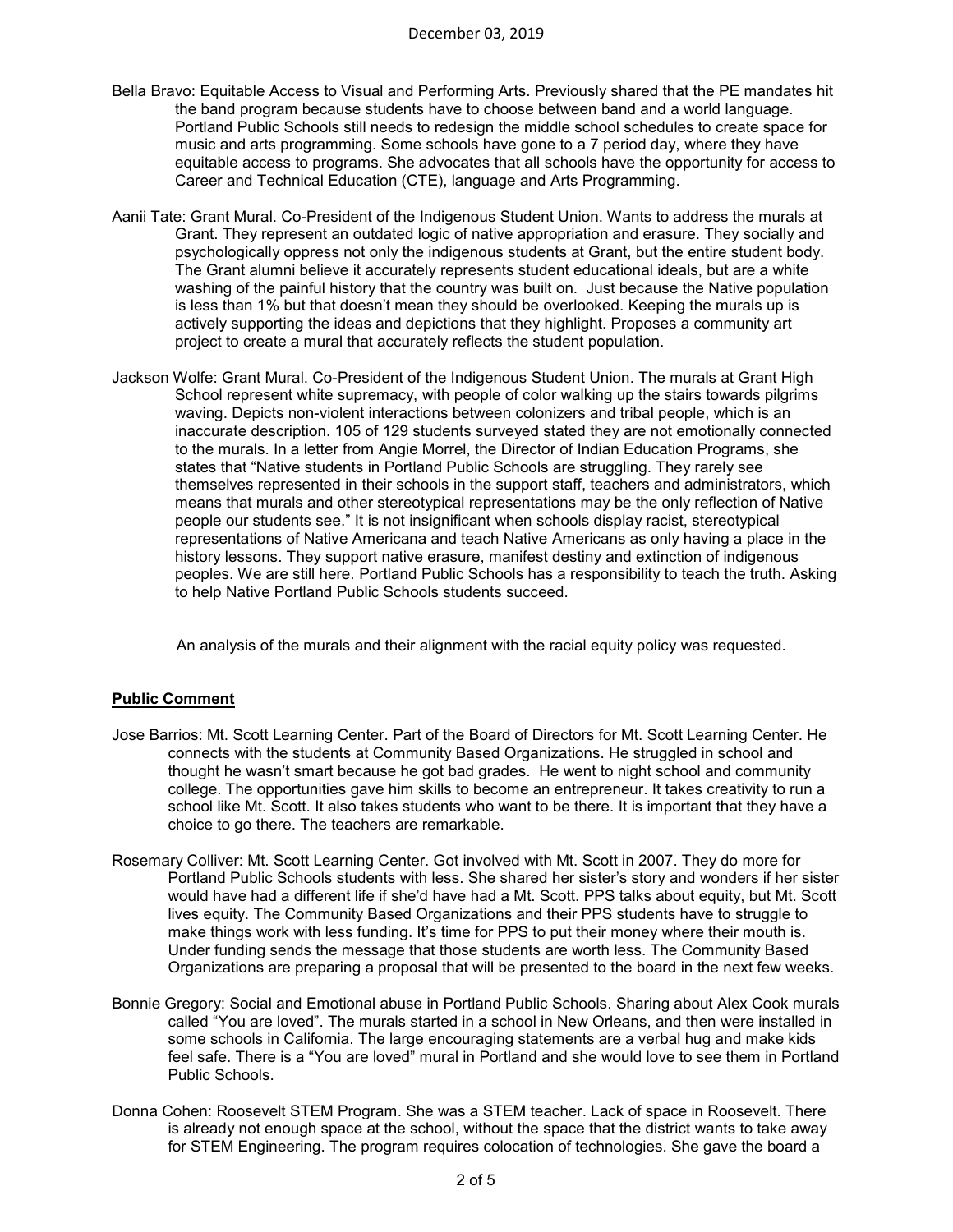Bella Bravo: Equitable Access to Visual and Performing Arts. Previously shared that the PE mandates hit the band program because students have to choose between band and a world language. Portland Public Schools still needs to redesign the middle school schedules to create space for music and arts programming. Some schools have gone to a 7 period day, where they have equitable access to programs. She advocates that all schools have the opportunity for access to Career and Technical Education (CTE), language and Arts Programming.

Aanii Tate: Grant Mural. Co-President of the Indigenous Student Union. Wants to address the murals at Grant. They represent an outdated logic of native appropriation and erasure. They socially and psychologically oppress not only the indigenous students at Grant, but the entire student body. The Grant alumni believe it accurately represents student educational ideals, but are a white washing of the painful history that the country was built on. Just because the Native population is less than 1% but that doesn't mean they should be overlooked. Keeping the murals up is actively supporting the ideas and depictions that they highlight. Proposes a community art project to create a mural that accurately reflects the student population.

Jackson Wolfe: Grant Mural. Co-President of the Indigenous Student Union. The murals at Grant High School represent white supremacy, with people of color walking up the stairs towards pilgrims waving. Depicts non-violent interactions between colonizers and tribal people, which is an inaccurate description. 105 of 129 students surveyed stated they are not emotionally connected to the murals. In a letter from Angie Morrel, the Director of Indian Education Programs, she states that "Native students in Portland Public Schools are struggling. They rarely see themselves represented in their schools in the support staff, teachers and administrators, which means that murals and other stereotypical representations may be the only reflection of Native people our students see." It is not insignificant when schools display racist, stereotypical representations of Native Americana and teach Native Americans as only having a place in the history lessons. They support native erasure, manifest destiny and extinction of indigenous peoples. We are still here. Portland Public Schools has a responsibility to teach the truth. Asking to help Native Portland Public Schools students succeed.

An analysis of the murals and their alignment with the racial equity policy was requested.

## Public Comment

Jose Barrios: Mt. Scott Learning Center. Part of the Board of Directors for Mt. Scott Learning Center. He connects with the students at Community Based Organizations. He struggled in school and thought he wasn't smart because he got bad grades. He went to night school and community college. The opportunities gave him skills to become an entrepreneur. It takes creativity to run a school like Mt. Scott. It also takes students who want to be there. It is important that they have a choice to go there. The teachers are remarkable.

Rosemary Colliver: Mt. Scott Learning Center. Got involved with Mt. Scott in 2007. They do more for Portland Public Schools students with less. She shared her sister's story and wonders if her sister would have had a different life if she'd have had a Mt. Scott. PPS talks about equity, but Mt. Scott lives equity. The Community Based Organizations and their PPS students have to struggle to make things work with less funding. It's time for PPS to put their money where their mouth is. Under funding sends the message that those students are worth less. The Community Based Organizations are preparing a proposal that will be presented to the board in the next few weeks.

Bonnie Gregory: Social and Emotional abuse in Portland Public Schools. Sharing about Alex Cook murals called "You are loved". The murals started in a school in New Orleans, and then were installed in some schools in California. The large encouraging statements are a verbal hug and make kids feel safe. There is a "You are loved" mural in Portland and she would love to see them in Portland Public Schools.

Donna Cohen: Roosevelt STEM Program. She was a STEM teacher. Lack of space in Roosevelt. There is already not enough space at the school, without the space that the district wants to take away for STEM Engineering. The program requires colocation of technologies. She gave the board a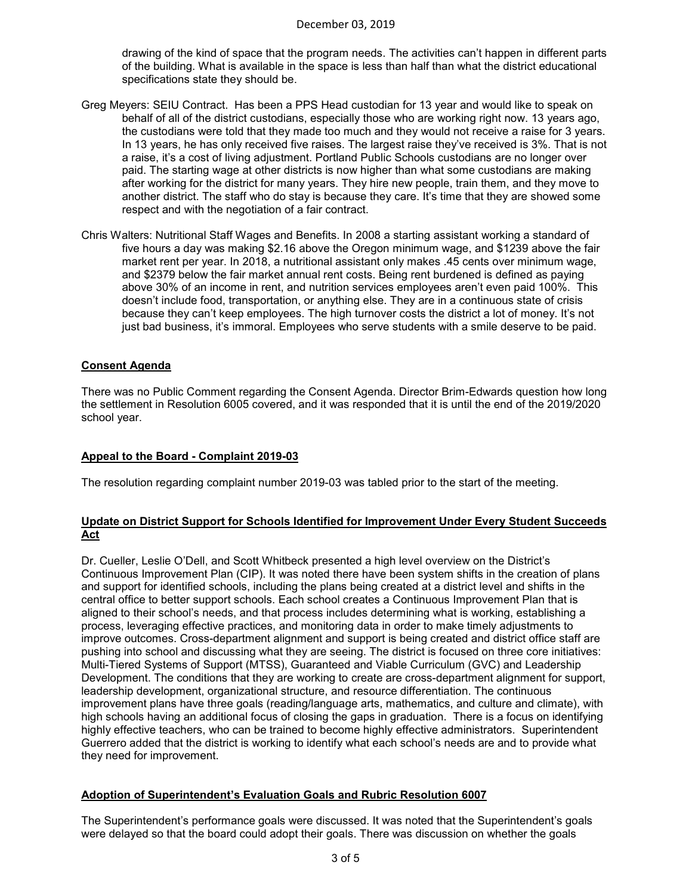drawing of the kind of space that the program needs. The activities can't happen in different parts of the building. What is available in the space is less than half than what the district educational specifications state they should be.

Greg Meyers: SEIU Contract. Has been a PPS Head custodian for 13 year and would like to speak on behalf of all of the district custodians, especially those who are working right now. 13 years ago, the custodians were told that they made too much and they would not receive a raise for 3 years. In 13 years, he has only received five raises. The largest raise they've received is 3%. That is not a raise, it's a cost of living adjustment. Portland Public Schools custodians are no longer over paid. The starting wage at other districts is now higher than what some custodians are making after working for the district for many years. They hire new people, train them, and they move to another district. The staff who do stay is because they care. It's time that they are showed some respect and with the negotiation of a fair contract.

Chris Walters: Nutritional Staff Wages and Benefits. In 2008 a starting assistant working a standard of five hours a day was making $2.16 above the Oregon minimum wage, and $1239 above the fair market rent per year. In 2018, a nutritional assistant only makes .45 cents over minimum wage, and $2379 below the fair market annual rent costs. Being rent burdened is defined as paying above 30% of an income in rent, and nutrition services employees aren't even paid 100%. This doesn't include food, transportation, or anything else. They are in a continuous state of crisis because they can't keep employees. The high turnover costs the district a lot of money. It's not just bad business, it's immoral. Employees who serve students with a smile deserve to be paid.

## Consent Agenda

There was no Public Comment regarding the Consent Agenda. Director Brim-Edwards question how long the settlement in Resolution 6005 covered, and it was responded that it is until the end of the 2019/2020 school year.

## Appeal to the Board - Complaint 2019-03

The resolution regarding complaint number 2019-03 was tabled prior to the start of the meeting.

## Update on District Support for Schools Identified for Improvement Under Every Student Succeeds Act

Dr. Cueller, Leslie O'Dell, and Scott Whitbeck presented a high level overview on the District's Continuous Improvement Plan (CIP). It was noted there have been system shifts in the creation of plans and support for identified schools, including the plans being created at a district level and shifts in the central office to better support schools. Each school creates a Continuous Improvement Plan that is aligned to their school's needs, and that process includes determining what is working, establishing a process, leveraging effective practices, and monitoring data in order to make timely adjustments to improve outcomes. Cross-department alignment and support is being created and district office staff are pushing into school and discussing what they are seeing. The district is focused on three core initiatives: Multi-Tiered Systems of Support (MTSS), Guaranteed and Viable Curriculum (GVC) and Leadership Development. The conditions that they are working to create are cross-department alignment for support, leadership development, organizational structure, and resource differentiation. The continuous improvement plans have three goals (reading/language arts, mathematics, and culture and climate), with high schools having an additional focus of closing the gaps in graduation. There is a focus on identifying highly effective teachers, who can be trained to become highly effective administrators. Superintendent Guerrero added that the district is working to identify what each school's needs are and to provide what they need for improvement.

## Adoption of Superintendent's Evaluation Goals and Rubric Resolution 6007

The Superintendent's performance goals were discussed. It was noted that the Superintendent's goals were delayed so that the board could adopt their goals. There was discussion on whether the goals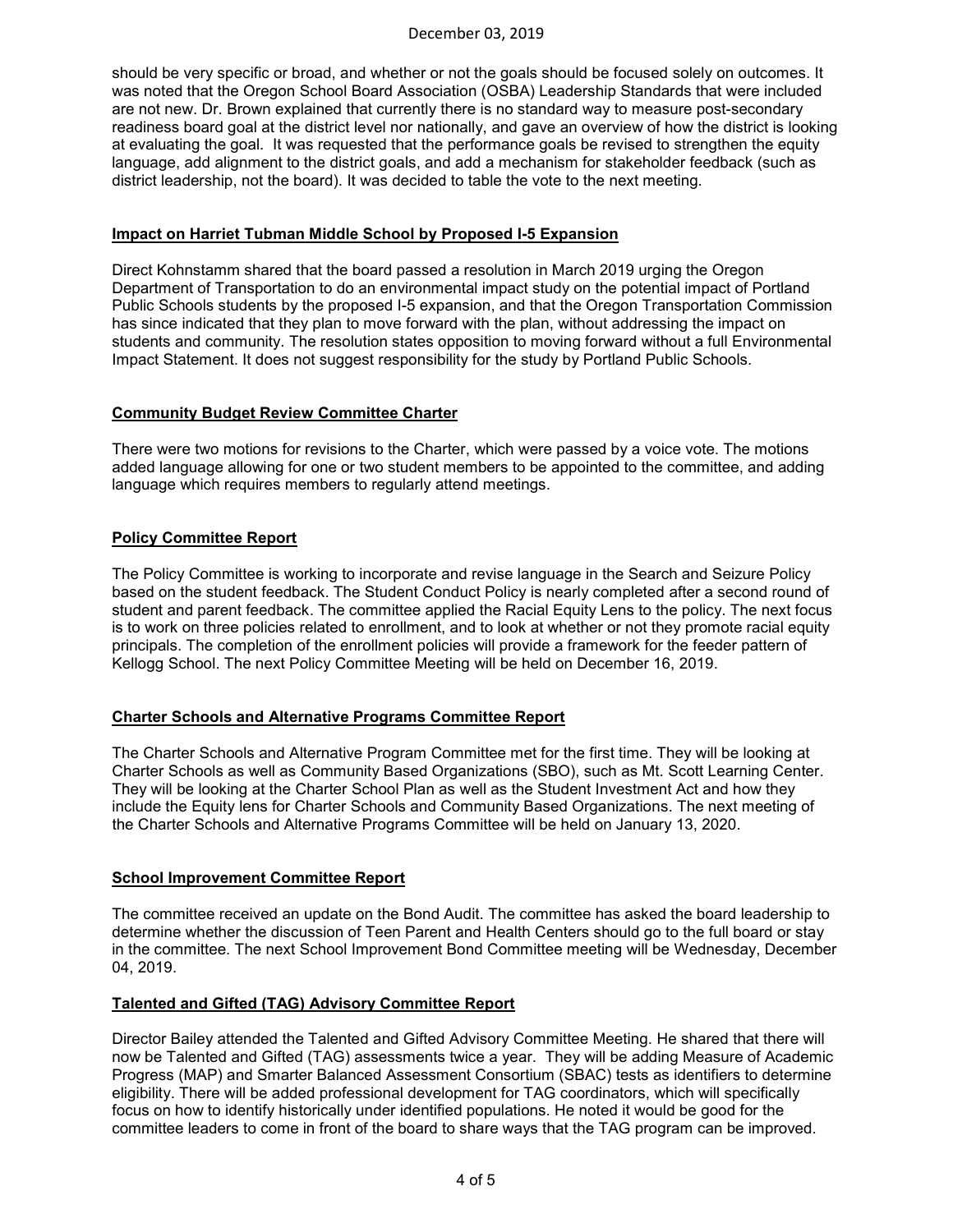should be very specific or broad, and whether or not the goals should be focused solely on outcomes. It was noted that the Oregon School Board Association (OSBA) Leadership Standards that were included are not new. Dr. Brown explained that currently there is no standard way to measure post-secondary readiness board goal at the district level nor nationally, and gave an overview of how the district is looking at evaluating the goal. It was requested that the performance goals be revised to strengthen the equity language, add alignment to the district goals, and add a mechanism for stakeholder feedback (such as district leadership, not the board). It was decided to table the vote to the next meeting.

**Impact on Harriet Tubman Middle School by Proposed I-5 Expansion**

Direct Kohnstamm shared that the board passed a resolution in March 2019 urging the Oregon Department of Transportation to do an environmental impact study on the potential impact of Portland Public Schools students by the proposed I-5 expansion, and that the Oregon Transportation Commission has since indicated that they plan to move forward with the plan, without addressing the impact on students and community. The resolution states opposition to moving forward without a full Environmental Impact Statement. It does not suggest responsibility for the study by Portland Public Schools.

**Community Budget Review Committee Charter**

There were two motions for revisions to the Charter, which were passed by a voice vote. The motions added language allowing for one or two student members to be appointed to the committee, and adding language which requires members to regularly attend meetings.

**Policy Committee Report**

The Policy Committee is working to incorporate and revise language in the Search and Seizure Policy based on the student feedback. The Student Conduct Policy is nearly completed after a second round of student and parent feedback. The committee applied the Racial Equity Lens to the policy. The next focus is to work on three policies related to enrollment, and to look at whether or not they promote racial equity principals. The completion of the enrollment policies will provide a framework for the feeder pattern of Kellogg School. The next Policy Committee Meeting will be held on December 16, 2019.

**Charter Schools and Alternative Programs Committee Report**

The Charter Schools and Alternative Program Committee met for the first time. They will be looking at Charter Schools as well as Community Based Organizations (SBO), such as Mt. Scott Learning Center. They will be looking at the Charter School Plan as well as the Student Investment Act and how they include the Equity lens for Charter Schools and Community Based Organizations. The next meeting of the Charter Schools and Alternative Programs Committee will be held on January 13, 2020.

**School Improvement Committee Report**

The committee received an update on the Bond Audit. The committee has asked the board leadership to determine whether the discussion of Teen Parent and Health Centers should go to the full board or stay in the committee. The next School Improvement Bond Committee meeting will be Wednesday, December 04, 2019.

**Talented and Gifted (TAG) Advisory Committee Report**

Director Bailey attended the Talented and Gifted Advisory Committee Meeting. He shared that there will now be Talented and Gifted (TAG) assessments twice a year. They will be adding Measure of Academic Progress (MAP) and Smarter Balanced Assessment Consortium (SBAC) tests as identifiers to determine eligibility. There will be added professional development for TAG coordinators, which will specifically focus on how to identify historically under identified populations. He noted it would be good for the committee leaders to come in front of the board to share ways that the TAG program can be improved.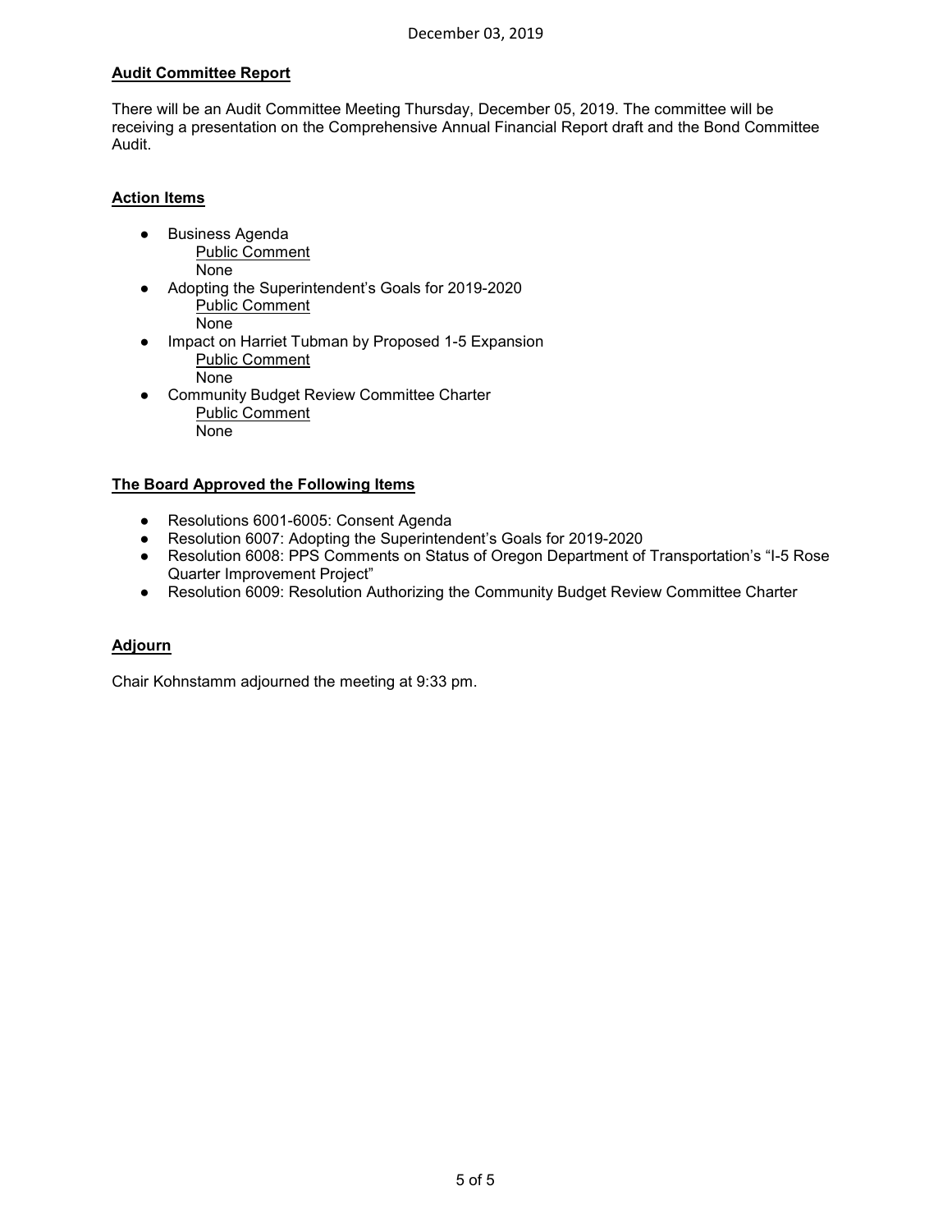**Audit Committee Report**

There will be an Audit Committee Meeting Thursday, December 05, 2019. The committee will be receiving a presentation on the Comprehensive Annual Financial Report draft and the Bond Committee Audit.

**Action Items**

- Business Agenda
  Public Comment
  None
- Adopting the Superintendent's Goals for 2019-2020
  Public Comment
  None
- Impact on Harriet Tubman by Proposed 1-5 Expansion
  Public Comment
  None
- Community Budget Review Committee Charter
  Public Comment
  None

**The Board Approved the Following Items**

- Resolutions 6001-6005: Consent Agenda
- Resolution 6007: Adopting the Superintendent's Goals for 2019-2020
- Resolution 6008: PPS Comments on Status of Oregon Department of Transportation's "I-5 Rose Quarter Improvement Project"
- Resolution 6009: Resolution Authorizing the Community Budget Review Committee Charter

**Adjourn**

Chair Kohnstamm adjourned the meeting at 9:33 pm.